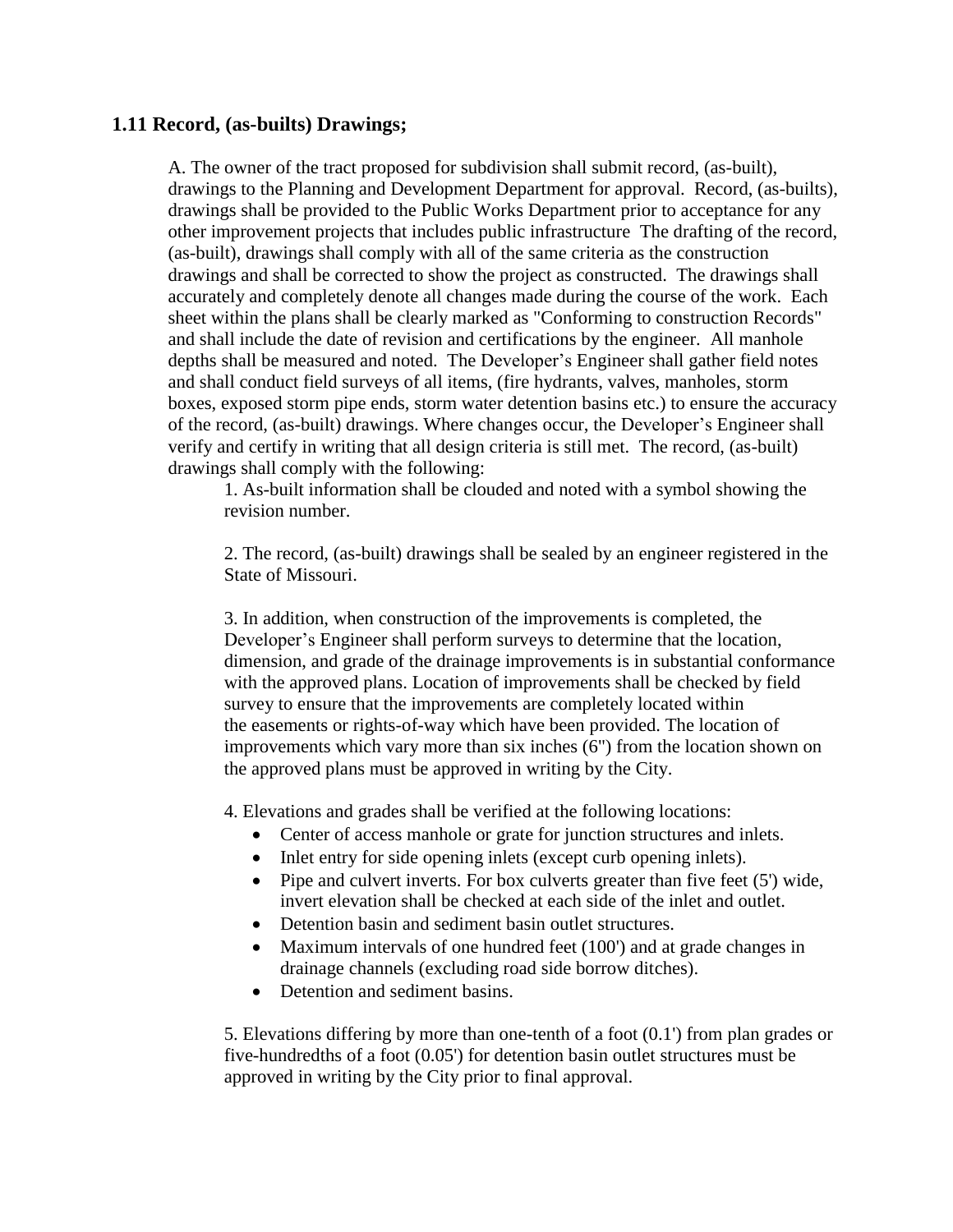## 1.11 Record, (as-builts) Drawings;

A. The owner of the tract proposed for subdivision shall submit record, (as-built), drawings to the Planning and Development Department for approval. Record, (as-builts), drawings shall be provided to the Public Works Department prior to acceptance for any other improvement projects that includes public infrastructure The drafting of the record, (as-built), drawings shall comply with all of the same criteria as the construction drawings and shall be corrected to show the project as constructed. The drawings shall accurately and completely denote all changes made during the course of the work. Each sheet within the plans shall be clearly marked as "Conforming to construction Records" and shall include the date of revision and certifications by the engineer. All manhole depths shall be measured and noted. The Developer's Engineer shall gather field notes and shall conduct field surveys of all items, (fire hydrants, valves, manholes, storm boxes, exposed storm pipe ends, storm water detention basins etc.) to ensure the accuracy of the record, (as-built) drawings. Where changes occur, the Developer's Engineer shall verify and certify in writing that all design criteria is still met. The record, (as-built) drawings shall comply with the following:

1. As-built information shall be clouded and noted with a symbol showing the revision number.

2. The record, (as-built) drawings shall be sealed by an engineer registered in the State of Missouri.

3. In addition, when construction of the improvements is completed, the Developer's Engineer shall perform surveys to determine that the location, dimension, and grade of the drainage improvements is in substantial conformance with the approved plans. Location of improvements shall be checked by field survey to ensure that the improvements are completely located within the easements or rights-of-way which have been provided. The location of improvements which vary more than six inches (6") from the location shown on the approved plans must be approved in writing by the City.

4. Elevations and grades shall be verified at the following locations:

- Center of access manhole or grate for junction structures and inlets.
- Inlet entry for side opening inlets (except curb opening inlets).
- Pipe and culvert inverts. For box culverts greater than five feet (5') wide, invert elevation shall be checked at each side of the inlet and outlet.
- Detention basin and sediment basin outlet structures.
- Maximum intervals of one hundred feet (100') and at grade changes in drainage channels (excluding road side borrow ditches).
- Detention and sediment basins.

5. Elevations differing by more than one-tenth of a foot (0.1') from plan grades or five-hundredths of a foot (0.05') for detention basin outlet structures must be approved in writing by the City prior to final approval.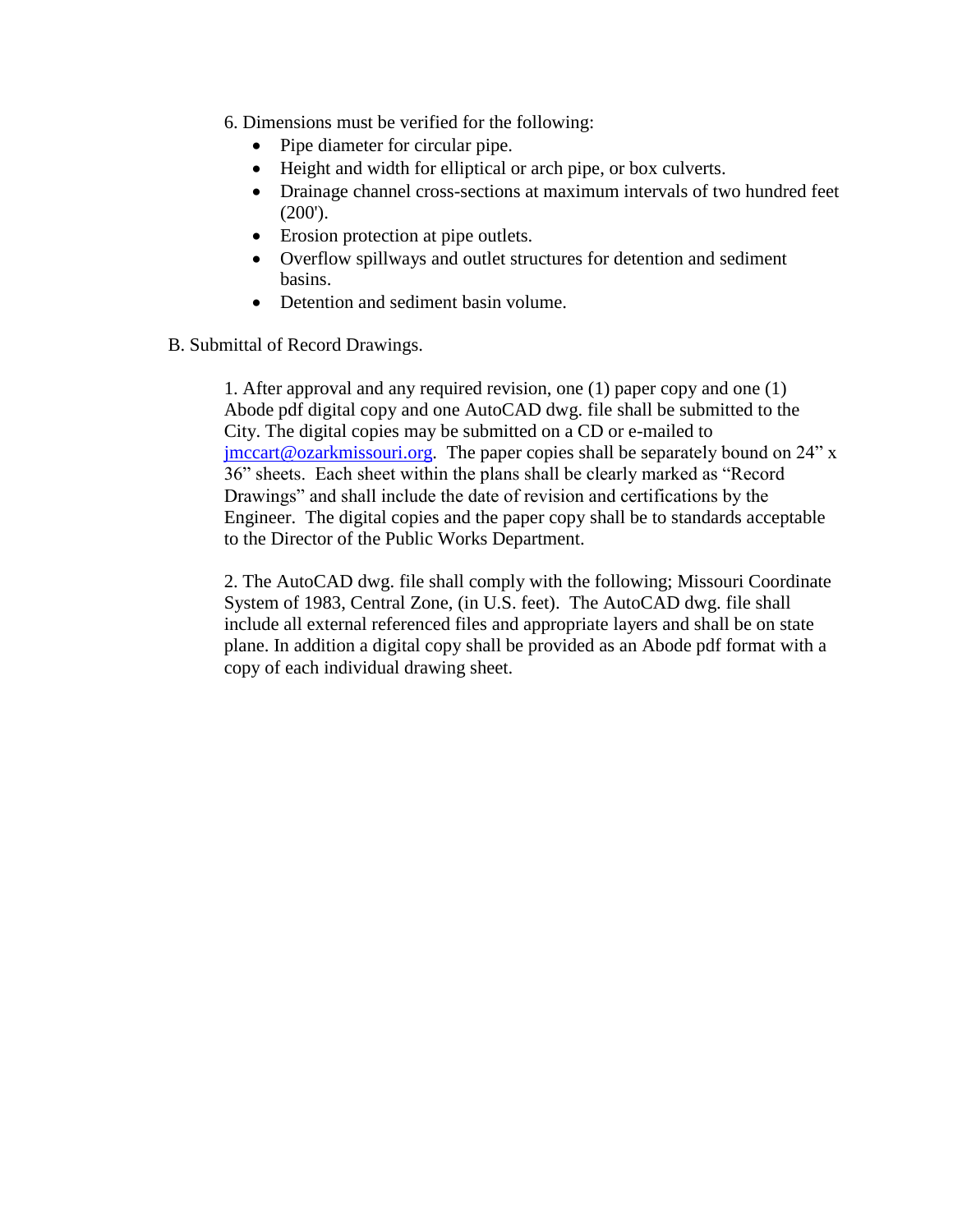6. Dimensions must be verified for the following:

- Pipe diameter for circular pipe.
- Height and width for elliptical or arch pipe, or box culverts.
- Drainage channel cross-sections at maximum intervals of two hundred feet (200').
- Erosion protection at pipe outlets.
- Overflow spillways and outlet structures for detention and sediment basins.
- Detention and sediment basin volume.

B. Submittal of Record Drawings.

1. After approval and any required revision, one (1) paper copy and one (1) Abode pdf digital copy and one AutoCAD dwg. file shall be submitted to the City. The digital copies may be submitted on a CD or e-mailed to jmccart@ozarkmissouri.org. The paper copies shall be separately bound on 24" x 36" sheets. Each sheet within the plans shall be clearly marked as "Record Drawings" and shall include the date of revision and certifications by the Engineer. The digital copies and the paper copy shall be to standards acceptable to the Director of the Public Works Department.

2. The AutoCAD dwg. file shall comply with the following; Missouri Coordinate System of 1983, Central Zone, (in U.S. feet). The AutoCAD dwg. file shall include all external referenced files and appropriate layers and shall be on state plane. In addition a digital copy shall be provided as an Abode pdf format with a copy of each individual drawing sheet.